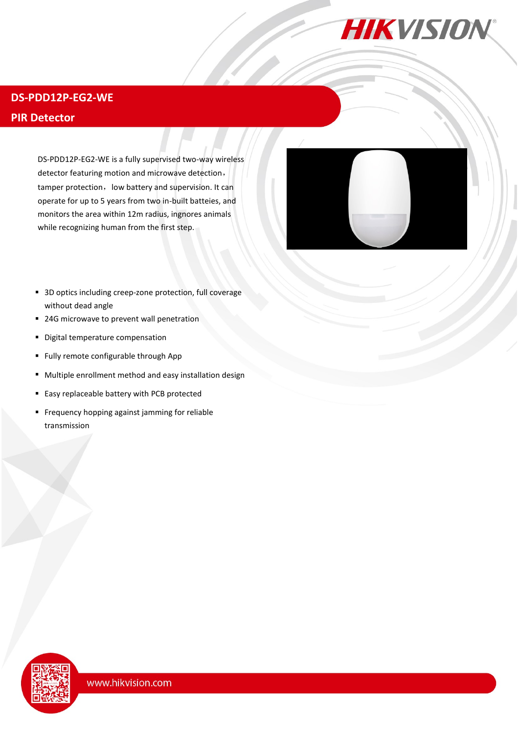# DS-PDD12P-EG2-WE

## PIR Detector

DS-PDD12P-EG2-WE is a fully supervised two-way wireless detector featuring motion and microwave detection, tamper protection, low battery and supervision. It can operate for up to 5 years from two in-built batteies, and monitors the area within 12m radius, ingnores animals while recognizing human from the first step.

- 3D optics including creep-zone protection, full coverage without dead angle
- 24G microwave to prevent wall penetration
- Digital temperature compensation
- Fully remote configurable through App
- Multiple enrollment method and easy installation design
- Easy replaceable battery with PCB protected
- Frequency hopping against jamming for reliable transmission

www.hikvision.com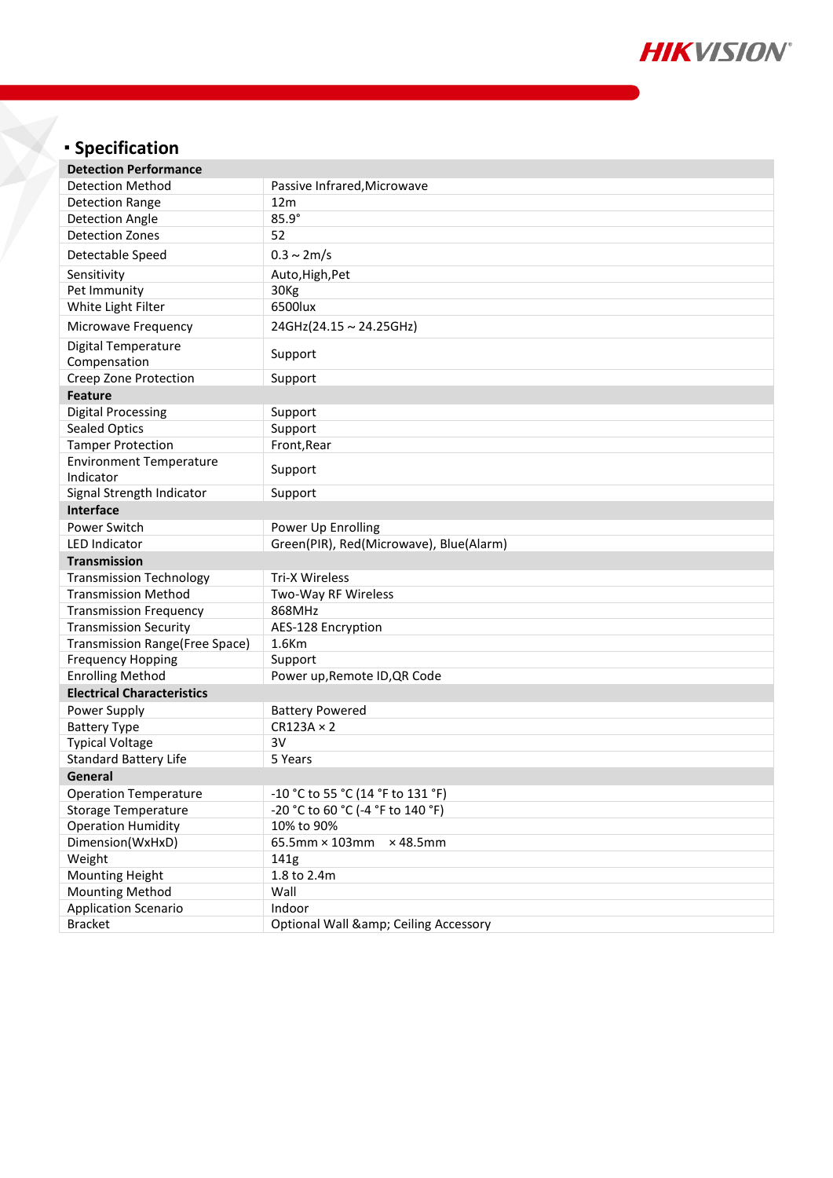## Specification

| Detection Performance | |
|---|---|
| Detection Method | Passive Infrared,Microwave |
| Detection Range | 12m |
| Detection Angle | 85.9° |
| Detection Zones | 52 |
| Detectable Speed | 0.3 ~ 2m/s |
| Sensitivity | Auto,High,Pet |
| Pet Immunity | 30Kg |
| White Light Filter | 6500lux |
| Microwave Frequency | 24GHz(24.15 ~ 24.25GHz) |
| Digital Temperature Compensation | Support |
| Creep Zone Protection | Support |
| **Feature** | |
| Digital Processing | Support |
| Sealed Optics | Support |
| Tamper Protection | Front,Rear |
| Environment Temperature Indicator | Support |
| Signal Strength Indicator | Support |
| **Interface** | |
| Power Switch | Power Up Enrolling |
| LED Indicator | Green(PIR), Red(Microwave), Blue(Alarm) |
| **Transmission** | |
| Transmission Technology | Tri-X Wireless |
| Transmission Method | Two-Way RF Wireless |
| Transmission Frequency | 868MHz |
| Transmission Security | AES-128 Encryption |
| Transmission Range(Free Space) | 1.6Km |
| Frequency Hopping | Support |
| Enrolling Method | Power up,Remote ID,QR Code |
| **Electrical Characteristics** | |
| Power Supply | Battery Powered |
| Battery Type | CR123A × 2 |
| Typical Voltage | 3V |
| Standard Battery Life | 5 Years |
| **General** | |
| Operation Temperature | -10 °C to 55 °C (14 °F to 131 °F) |
| Storage Temperature | -20 °C to 60 °C (-4 °F to 140 °F) |
| Operation Humidity | 10% to 90% |
| Dimension(WxHxD) | 65.5mm × 103mm × 48.5mm |
| Weight | 141g |
| Mounting Height | 1.8 to 2.4m |
| Mounting Method | Wall |
| Application Scenario | Indoor |
| Bracket | Optional Wall &amp; Ceiling Accessory |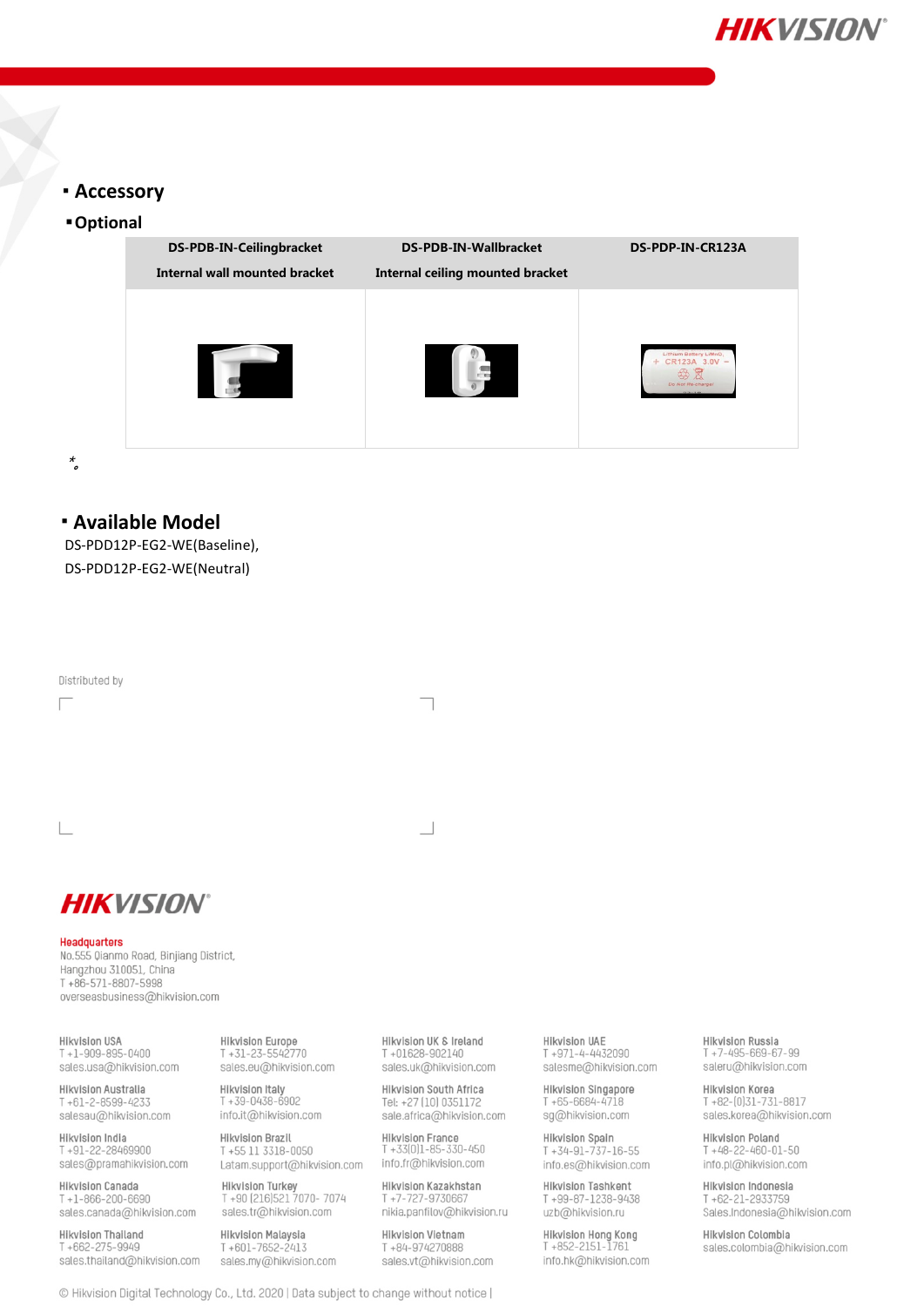## ▪ Accessory

### ▪ Optional

| DS-PDB-IN-Ceilingbracket<br>Internal wall mounted bracket | DS-PDB-IN-Wallbracket<br>Internal ceiling mounted bracket | DS-PDP-IN-CR123A |
|---|---|---|
| | | |

*。

## ▪ Available Model

DS-PDD12P-EG2-WE(Baseline),
DS-PDD12P-EG2-WE(Neutral)

Distributed by

HIKVISION

**Headquarters**
No.555 Qianmo Road, Binjiang District,
Hangzhou 310051, China
T +86-571-8807-5998
overseasbusiness@hikvision.com

**Hikvision USA**
T +1-909-895-0400
sales.usa@hikvision.com

**Hikvision Europe**
T +31-23-5542770
sales.eu@hikvision.com

**Hikvision UK & Ireland**
T +01628-902140
sales.uk@hikvision.com

**Hikvision UAE**
T +971-4-4432090
salesme@hikvision.com

**Hikvision Russia**
T +7-495-669-67-99
saleru@hikvision.com

**Hikvision Australia**
T +61-2-8599-4233
salesau@hikvision.com

**Hikvision Italy**
T +39-0438-6902
info.it@hikvision.com

**Hikvision South Africa**
Tel: +27 (10) 0351172
sale.africa@hikvision.com

**Hikvision Singapore**
T +65-6684-4718
sg@hikvision.com

**Hikvision Korea**
T +82-(0)31-731-8817
sales.korea@hikvision.com

**Hikvision India**
T +91-22-28469900
sales@pramahikvision.com

**Hikvision Brazil**
T +55 11 3318-0050
Latam.support@hikvision.com

**Hikvision France**
T +33(0)1-85-330-450
info.fr@hikvision.com

**Hikvision Spain**
T +34-91-737-16-55
info.es@hikvision.com

**Hikvision Poland**
T +48-22-460-01-50
info.pl@hikvision.com

**Hikvision Canada**
T +1-866-200-6690
sales.canada@hikvision.com

**Hikvision Turkey**
T +90 (216)521 7070- 7074
sales.tr@hikvision.com

**Hikvision Kazakhstan**
T +7-727-9730667
nikia.panfilov@hikvision.ru

**Hikvision Tashkent**
T +99-87-1238-9438
uzb@hikvision.ru

**Hikvision Indonesia**
T +62-21-2933759
Sales.Indonesia@hikvision.com

**Hikvision Thailand**
T +662-275-9949
sales.thailand@hikvision.com

**Hikvision Malaysia**
T +601-7652-2413
sales.my@hikvision.com

**Hikvision Vietnam**
T +84-974270888
sales.vt@hikvision.com

**Hikvision Hong Kong**
T +852-2151-1761
info.hk@hikvision.com

**Hikvision Colombia**
sales.colombia@hikvision.com

© Hikvision Digital Technology Co., Ltd. 2020 | Data subject to change without notice |